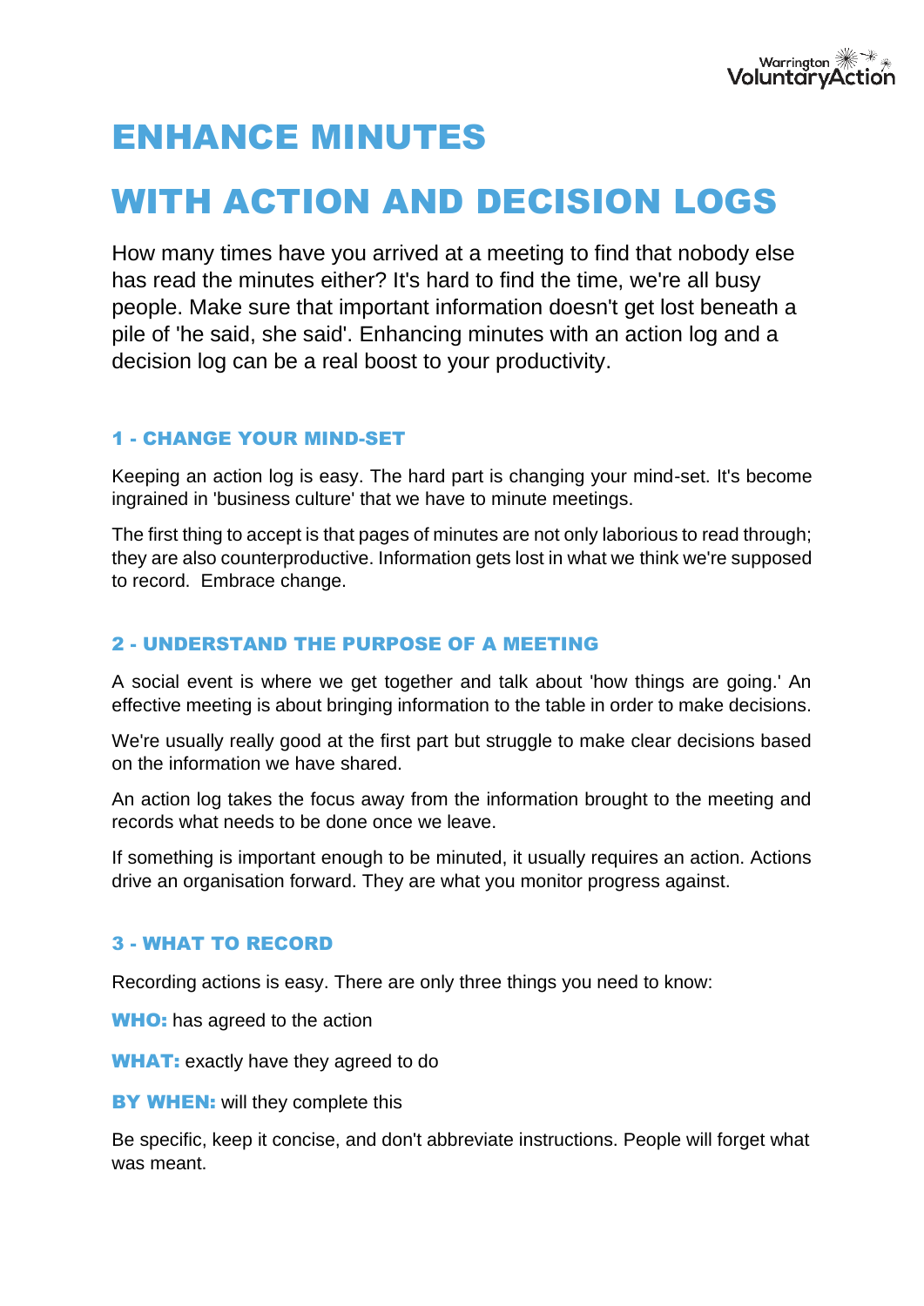# ENHANCE MINUTES

# WITH ACTION AND DECISION LOGS

How many times have you arrived at a meeting to find that nobody else has read the minutes either? It's hard to find the time, we're all busy people. Make sure that important information doesn't get lost beneath a pile of 'he said, she said'. Enhancing minutes with an action log and a decision log can be a real boost to your productivity.

### 1 - CHANGE YOUR MIND-SET

Keeping an action log is easy. The hard part is changing your mind-set. It's become ingrained in 'business culture' that we have to minute meetings.

The first thing to accept is that pages of minutes are not only laborious to read through; they are also counterproductive. Information gets lost in what we think we're supposed to record. Embrace change.

### 2 - UNDERSTAND THE PURPOSE OF A MEETING

A social event is where we get together and talk about 'how things are going.' An effective meeting is about bringing information to the table in order to make decisions.

We're usually really good at the first part but struggle to make clear decisions based on the information we have shared.

An action log takes the focus away from the information brought to the meeting and records what needs to be done once we leave.

If something is important enough to be minuted, it usually requires an action. Actions drive an organisation forward. They are what you monitor progress against.

### 3 - WHAT TO RECORD

Recording actions is easy. There are only three things you need to know:

**WHO:** has agreed to the action

**WHAT:** exactly have they agreed to do

**BY WHEN:** will they complete this

Be specific, keep it concise, and don't abbreviate instructions. People will forget what was meant.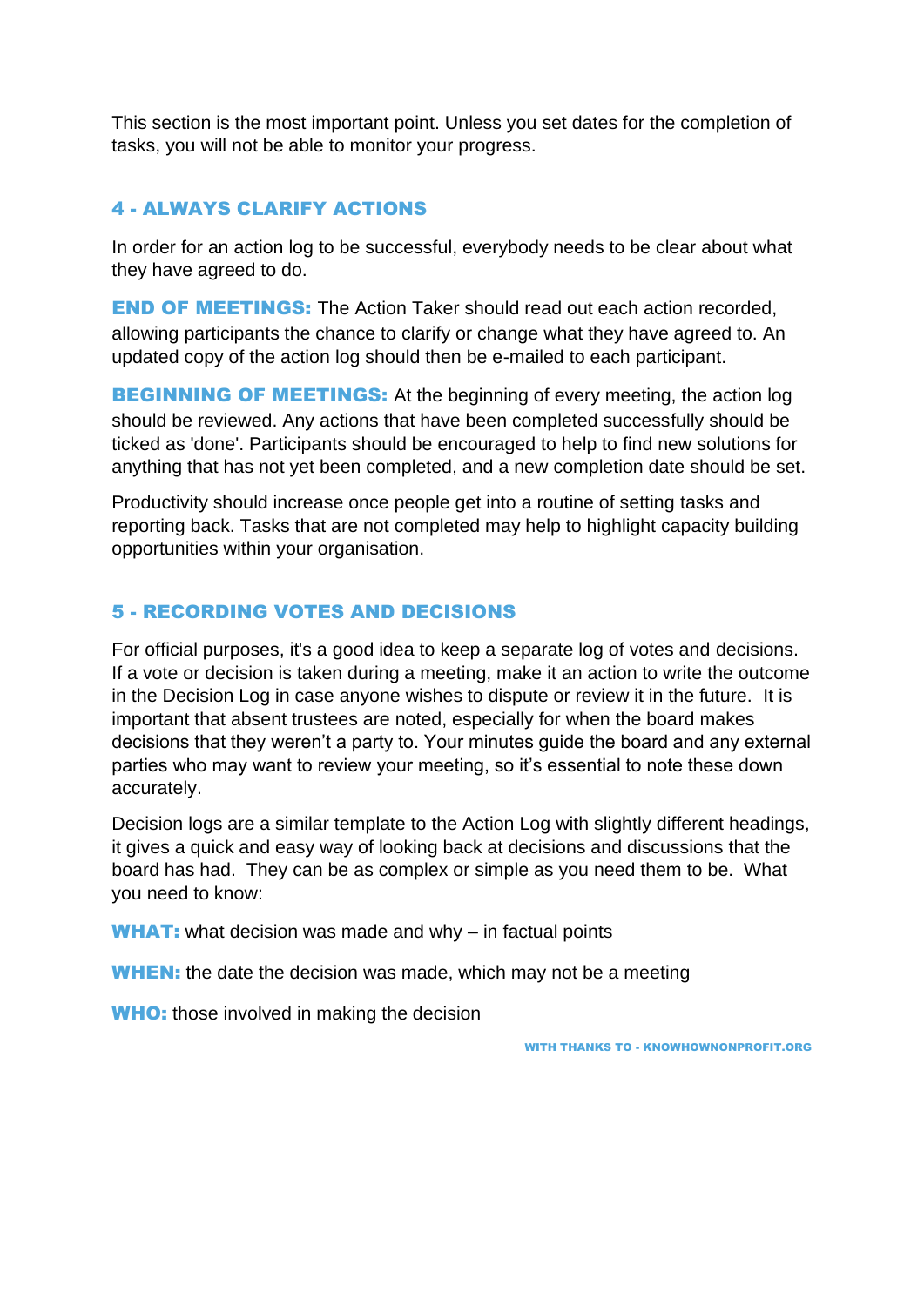This section is the most important point. Unless you set dates for the completion of tasks, you will not be able to monitor your progress.

## 4 - ALWAYS CLARIFY ACTIONS

In order for an action log to be successful, everybody needs to be clear about what they have agreed to do.

**END OF MEETINGS:** The Action Taker should read out each action recorded, allowing participants the chance to clarify or change what they have agreed to. An updated copy of the action log should then be e-mailed to each participant.

**BEGINNING OF MEETINGS:** At the beginning of every meeting, the action log should be reviewed. Any actions that have been completed successfully should be ticked as 'done'. Participants should be encouraged to help to find new solutions for anything that has not yet been completed, and a new completion date should be set.

Productivity should increase once people get into a routine of setting tasks and reporting back. Tasks that are not completed may help to highlight capacity building opportunities within your organisation.

## 5 - RECORDING VOTES AND DECISIONS

For official purposes, it's a good idea to keep a separate log of votes and decisions. If a vote or decision is taken during a meeting, make it an action to write the outcome in the Decision Log in case anyone wishes to dispute or review it in the future. It is important that absent trustees are noted, especially for when the board makes decisions that they weren't a party to. Your minutes guide the board and any external parties who may want to review your meeting, so it's essential to note these down accurately.

Decision logs are a similar template to the Action Log with slightly different headings, it gives a quick and easy way of looking back at decisions and discussions that the board has had. They can be as complex or simple as you need them to be. What you need to know:

**WHAT:** what decision was made and why – in factual points

**WHEN:** the date the decision was made, which may not be a meeting

**WHO:** those involved in making the decision

WITH THANKS TO - KNOWHOWNONPROFIT.ORG